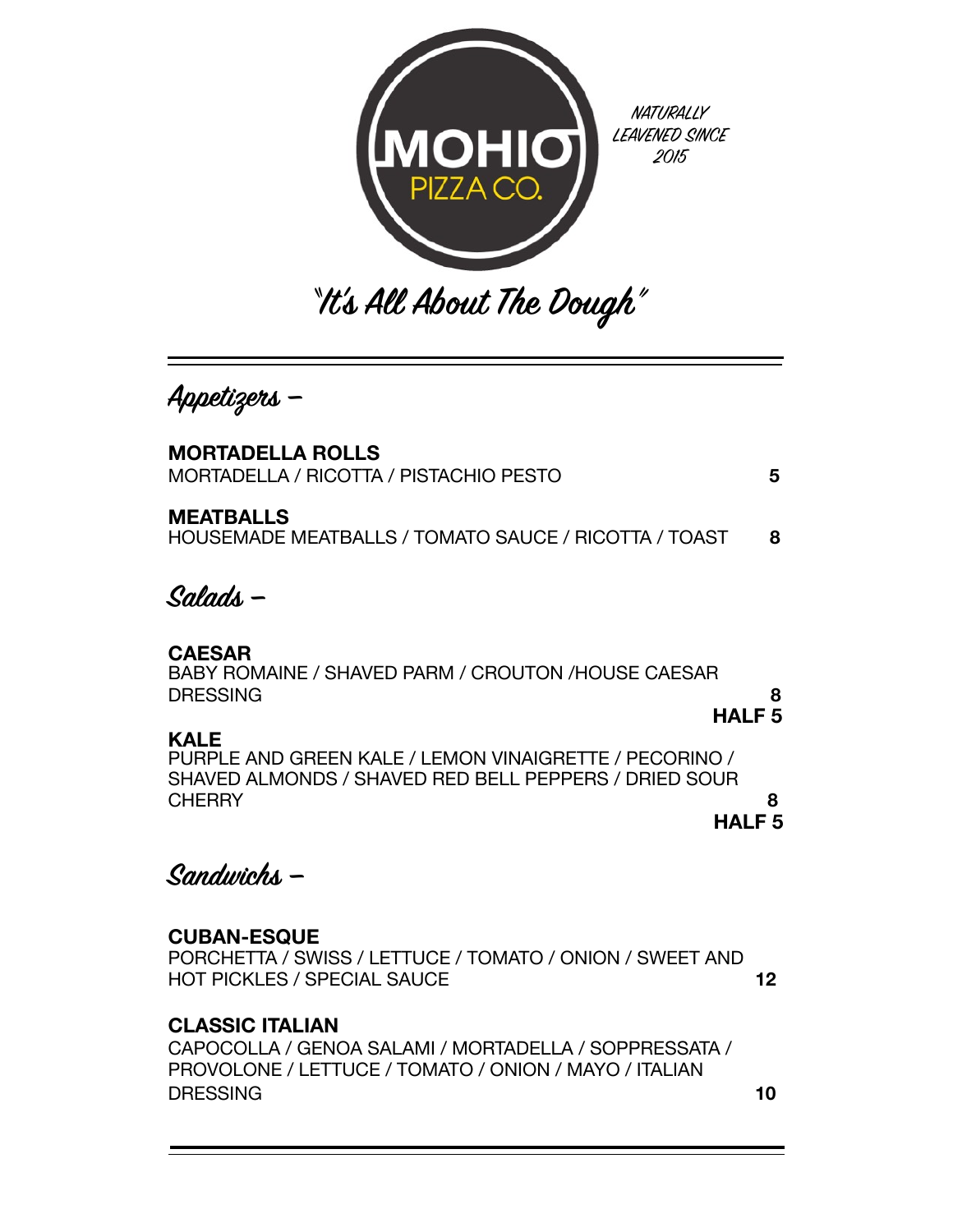# MOHIO PIZZA CO.

NATURALLY LEAVENED SINCE 2015

"It's All About The Dough"

---

## Appetizers –

**MORTADELLA ROLLS**
MORTADELLA / RICOTTA / PISTACHIO PESTO **5**

**MEATBALLS**
HOUSEMADE MEATBALLS / TOMATO SAUCE / RICOTTA / TOAST **8**

## Salads –

**CAESAR**
BABY ROMAINE / SHAVED PARM / CROUTON /HOUSE CAESAR DRESSING **8**
**HALF 5**

**KALE**
PURPLE AND GREEN KALE / LEMON VINAIGRETTE / PECORINO / SHAVED ALMONDS / SHAVED RED BELL PEPPERS / DRIED SOUR CHERRY **8**
**HALF 5**

## Sandwichs –

**CUBAN-ESQUE**
PORCHETTA / SWISS / LETTUCE / TOMATO / ONION / SWEET AND HOT PICKLES / SPECIAL SAUCE **12**

**CLASSIC ITALIAN**
CAPOCOLLA / GENOA SALAMI / MORTADELLA / SOPPRESSATA / PROVOLONE / LETTUCE / TOMATO / ONION / MAYO / ITALIAN DRESSING **10**

---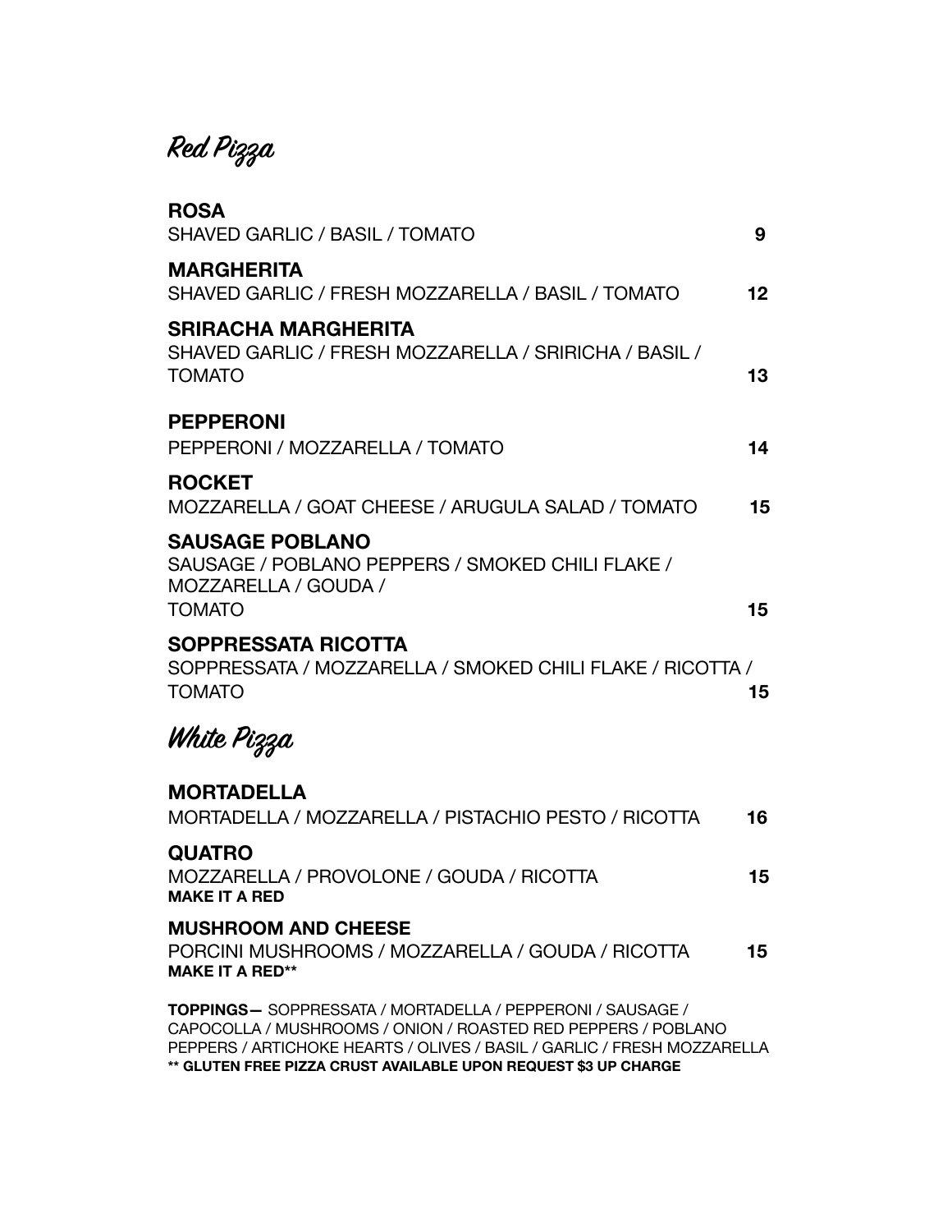## Red Pizza

**ROSA**
SHAVED GARLIC / BASIL / TOMATO **9**

**MARGHERITA**
SHAVED GARLIC / FRESH MOZZARELLA / BASIL / TOMATO **12**

**SRIRACHA MARGHERITA**
SHAVED GARLIC / FRESH MOZZARELLA / SRIRICHA / BASIL / TOMATO **13**

**PEPPERONI**
PEPPERONI / MOZZARELLA / TOMATO **14**

**ROCKET**
MOZZARELLA / GOAT CHEESE / ARUGULA SALAD / TOMATO **15**

**SAUSAGE POBLANO**
SAUSAGE / POBLANO PEPPERS / SMOKED CHILI FLAKE / MOZZARELLA / GOUDA / TOMATO **15**

**SOPPRESSATA RICOTTA**
SOPPRESSATA / MOZZARELLA / SMOKED CHILI FLAKE / RICOTTA / TOMATO **15**

## White Pizza

**MORTADELLA**
MORTADELLA / MOZZARELLA / PISTACHIO PESTO / RICOTTA **16**

**QUATRO**
MOZZARELLA / PROVOLONE / GOUDA / RICOTTA **15**
**MAKE IT A RED**

**MUSHROOM AND CHEESE**
PORCINI MUSHROOMS / MOZZARELLA / GOUDA / RICOTTA **15**
**MAKE IT A RED****

**TOPPINGS—** SOPPRESSATA / MORTADELLA / PEPPERONI / SAUSAGE / CAPOCOLLA / MUSHROOMS / ONION / ROASTED RED PEPPERS / POBLANO PEPPERS / ARTICHOKE HEARTS / OLIVES / BASIL / GARLIC / FRESH MOZZARELLA

**** GLUTEN FREE PIZZA CRUST AVAILABLE UPON REQUEST $3 UP CHARGE**